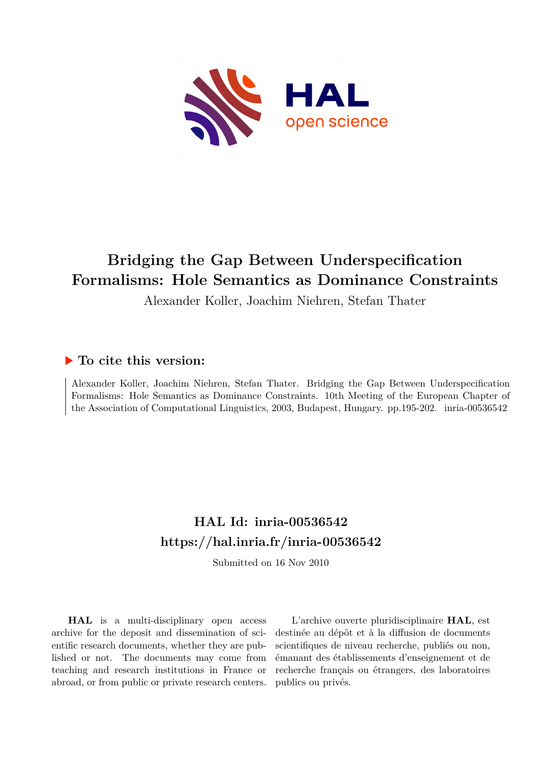# Bridging the Gap Between Underspecification Formalisms: Hole Semantics as Dominance Constraints

Alexander Koller, Joachim Niehren, Stefan Thater

## To cite this version:

Alexander Koller, Joachim Niehren, Stefan Thater. Bridging the Gap Between Underspecification Formalisms: Hole Semantics as Dominance Constraints. 10th Meeting of the European Chapter of the Association of Computational Linguistics, 2003, Budapest, Hungary. pp.195-202. inria-00536542

## HAL Id: inria-00536542

## https://hal.inria.fr/inria-00536542

Submitted on 16 Nov 2010

**HAL** is a multi-disciplinary open access archive for the deposit and dissemination of scientific research documents, whether they are published or not. The documents may come from teaching and research institutions in France or abroad, or from public or private research centers.

L'archive ouverte pluridisciplinaire **HAL**, est destinée au dépôt et à la diffusion de documents scientifiques de niveau recherche, publiés ou non, émanant des établissements d'enseignement et de recherche français ou étrangers, des laboratoires publics ou privés.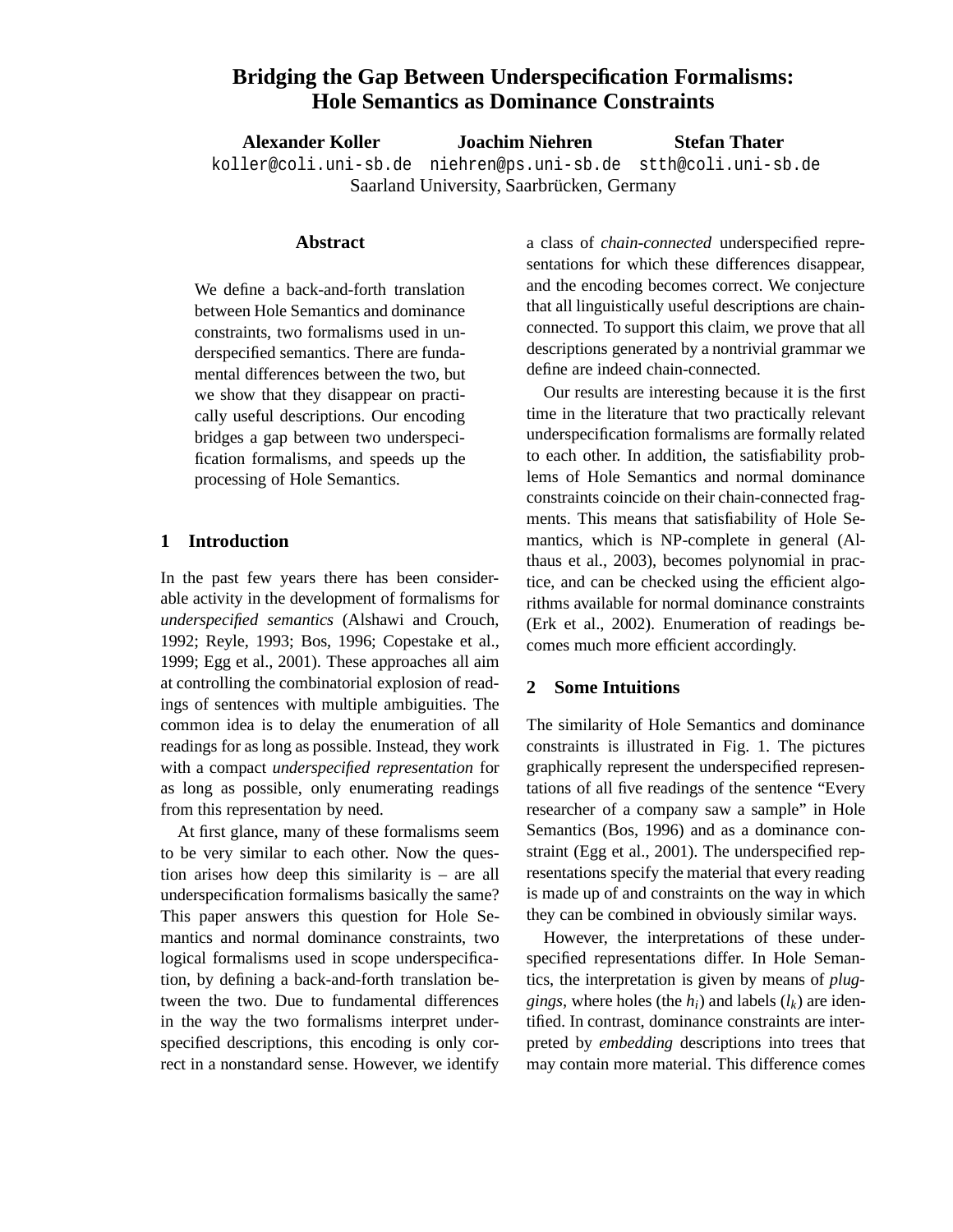# Bridging the Gap Between Underspecification Formalisms: Hole Semantics as Dominance Constraints

**Alexander Koller** koller@coli.uni-sb.de  
**Joachim Niehren** niehren@ps.uni-sb.de  
**Stefan Thater** stth@coli.uni-sb.de  
Saarland University, Saarbrücken, Germany

## Abstract

We define a back-and-forth translation between Hole Semantics and dominance constraints, two formalisms used in underspecified semantics. There are fundamental differences between the two, but we show that they disappear on practically useful descriptions. Our encoding bridges a gap between two underspecification formalisms, and speeds up the processing of Hole Semantics.

## 1 Introduction

In the past few years there has been considerable activity in the development of formalisms for *underspecified semantics* (Alshawi and Crouch, 1992; Reyle, 1993; Bos, 1996; Copestake et al., 1999; Egg et al., 2001). These approaches all aim at controlling the combinatorial explosion of readings of sentences with multiple ambiguities. The common idea is to delay the enumeration of all readings for as long as possible. Instead, they work with a compact *underspecified representation* for as long as possible, only enumerating readings from this representation by need.

At first glance, many of these formalisms seem to be very similar to each other. Now the question arises how deep this similarity is – are all underspecification formalisms basically the same? This paper answers this question for Hole Semantics and normal dominance constraints, two logical formalisms used in scope underspecification, by defining a back-and-forth translation between the two. Due to fundamental differences in the way the two formalisms interpret underspecified descriptions, this encoding is only correct in a nonstandard sense. However, we identify a class of *chain-connected* underspecified representations for which these differences disappear, and the encoding becomes correct. We conjecture that all linguistically useful descriptions are chain-connected. To support this claim, we prove that all descriptions generated by a nontrivial grammar we define are indeed chain-connected.

Our results are interesting because it is the first time in the literature that two practically relevant underspecification formalisms are formally related to each other. In addition, the satisfiability problems of Hole Semantics and normal dominance constraints coincide on their chain-connected fragments. This means that satisfiability of Hole Semantics, which is NP-complete in general (Althaus et al., 2003), becomes polynomial in practice, and can be checked using the efficient algorithms available for normal dominance constraints (Erk et al., 2002). Enumeration of readings becomes much more efficient accordingly.

## 2 Some Intuitions

The similarity of Hole Semantics and dominance constraints is illustrated in Fig. 1. The pictures graphically represent the underspecified representations of all five readings of the sentence "Every researcher of a company saw a sample" in Hole Semantics (Bos, 1996) and as a dominance constraint (Egg et al., 2001). The underspecified representations specify the material that every reading is made up of and constraints on the way in which they can be combined in obviously similar ways.

However, the interpretations of these underspecified representations differ. In Hole Semantics, the interpretation is given by means of *pluggings*, where holes (the $h_i$) and labels ($l_k$) are identified. In contrast, dominance constraints are interpreted by *embedding* descriptions into trees that may contain more material. This difference comes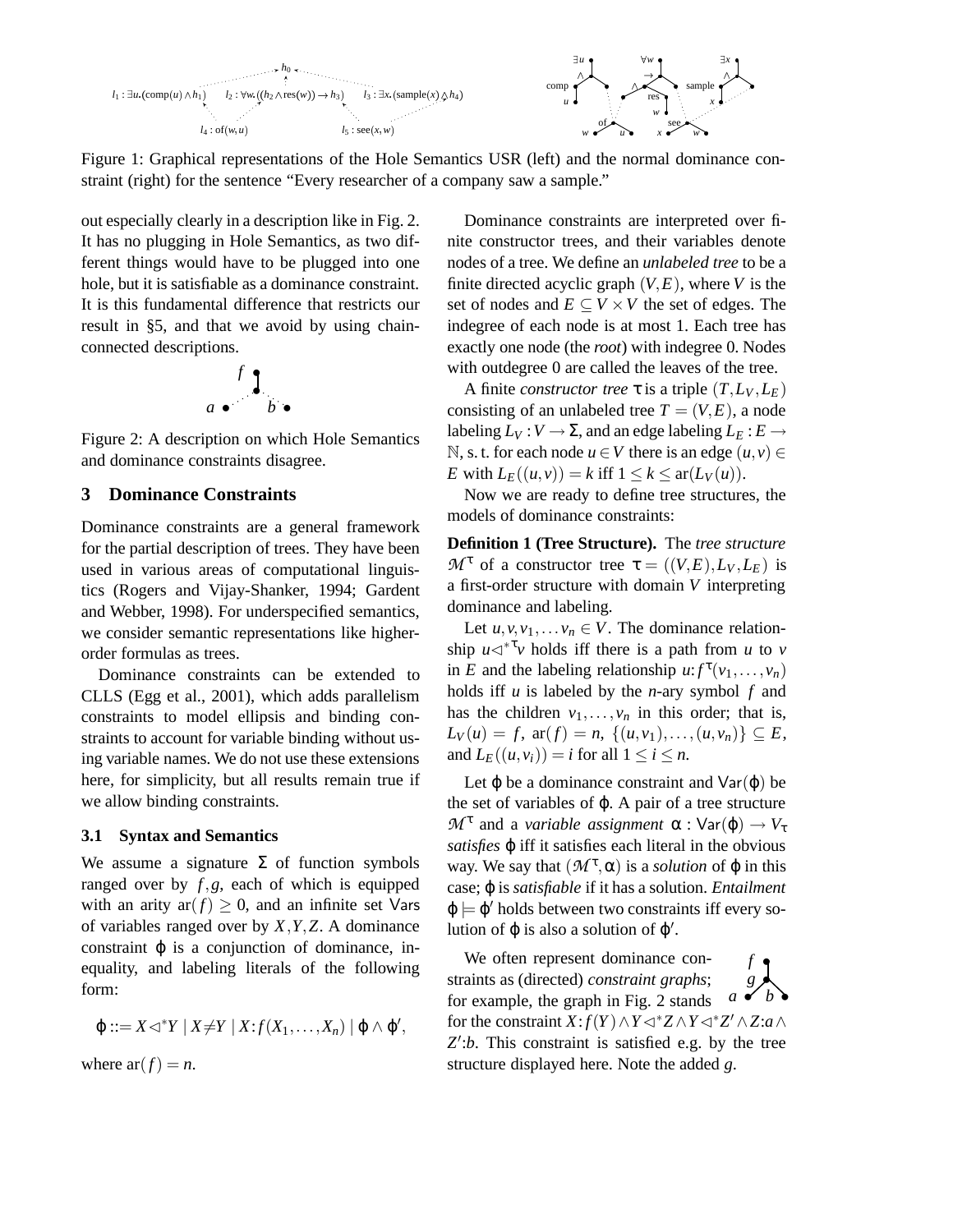Figure 1: Graphical representations of the Hole Semantics USR (left) and the normal dominance constraint (right) for the sentence "Every researcher of a company saw a sample."

out especially clearly in a description like in Fig. 2. It has no plugging in Hole Semantics, as two different things would have to be plugged into one hole, but it is satisfiable as a dominance constraint. It is this fundamental difference that restricts our result in §5, and that we avoid by using chain-connected descriptions.

Figure 2: A description on which Hole Semantics and dominance constraints disagree.

## 3 Dominance Constraints

Dominance constraints are a general framework for the partial description of trees. They have been used in various areas of computational linguistics (Rogers and Vijay-Shanker, 1994; Gardent and Webber, 1998). For underspecified semantics, we consider semantic representations like higher-order formulas as trees.

Dominance constraints can be extended to CLLS (Egg et al., 2001), which adds parallelism constraints to model ellipsis and binding constraints to account for variable binding without using variable names. We do not use these extensions here, for simplicity, but all results remain true if we allow binding constraints.

### 3.1 Syntax and Semantics

We assume a signature $\Sigma$ of function symbols ranged over by $f, g$, each of which is equipped with an arity $\mathrm{ar}(f) \geq 0$, and an infinite set $\mathsf{Vars}$ of variables ranged over by $X, Y, Z$. A dominance constraint $\varphi$ is a conjunction of dominance, inequality, and labeling literals of the following form:

$$\varphi ::= X \triangleleft^* Y \mid X \neq Y \mid X{:}f(X_1, \ldots, X_n) \mid \varphi \wedge \varphi',$$

where $\mathrm{ar}(f) = n$.

Dominance constraints are interpreted over finite constructor trees, and their variables denote nodes of a tree. We define an *unlabeled tree* to be a finite directed acyclic graph $(V, E)$, where $V$ is the set of nodes and $E \subseteq V \times V$ the set of edges. The indegree of each node is at most 1. Each tree has exactly one node (the *root*) with indegree 0. Nodes with outdegree 0 are called the leaves of the tree.

A finite *constructor tree* $\tau$ is a triple $(T, L_V, L_E)$ consisting of an unlabeled tree $T = (V, E)$, a node labeling $L_V : V \to \Sigma$, and an edge labeling $L_E : E \to \mathbb{N}$, s. t. for each node $u \in V$ there is an edge $(u, v) \in E$ with $L_E((u, v)) = k$ iff $1 \leq k \leq \mathrm{ar}(L_V(u))$.

Now we are ready to define tree structures, the models of dominance constraints:

**Definition 1 (Tree Structure).** The *tree structure* $\mathcal{M}^\tau$ of a constructor tree $\tau = ((V, E), L_V, L_E)$ is a first-order structure with domain $V$ interpreting dominance and labeling.

Let $u, v, v_1, \ldots v_n \in V$. The dominance relationship $u \triangleleft^{*\tau} v$ holds iff there is a path from $u$ to $v$ in $E$ and the labeling relationship $u{:}f^\tau(v_1, \ldots, v_n)$ holds iff $u$ is labeled by the $n$-ary symbol $f$ and has the children $v_1, \ldots, v_n$ in this order; that is, $L_V(u) = f$, $\mathrm{ar}(f) = n$, $\{(u, v_1), \ldots, (u, v_n)\} \subseteq E$, and $L_E((u, v_i)) = i$ for all $1 \leq i \leq n$.

Let $\varphi$ be a dominance constraint and $\mathsf{Var}(\varphi)$ be the set of variables of $\varphi$. A pair of a tree structure $\mathcal{M}^\tau$ and a *variable assignment* $\alpha : \mathsf{Var}(\varphi) \to V_\tau$ *satisfies* $\varphi$ iff it satisfies each literal in the obvious way. We say that $(\mathcal{M}^\tau, \alpha)$ is a *solution* of $\varphi$ in this case; $\varphi$ is *satisfiable* if it has a solution. *Entailment* $\varphi \models \varphi'$ holds between two constraints iff every solution of $\varphi$ is also a solution of $\varphi'$.

We often represent dominance constraints as (directed) *constraint graphs*; for example, the graph in Fig. 2 stands for the constraint $X{:}f(Y) \wedge Y \triangleleft^* Z \wedge Y \triangleleft^* Z' \wedge Z{:}a \wedge Z'{:}b$. This constraint is satisfied e.g. by the tree structure displayed here. Note the added $g$.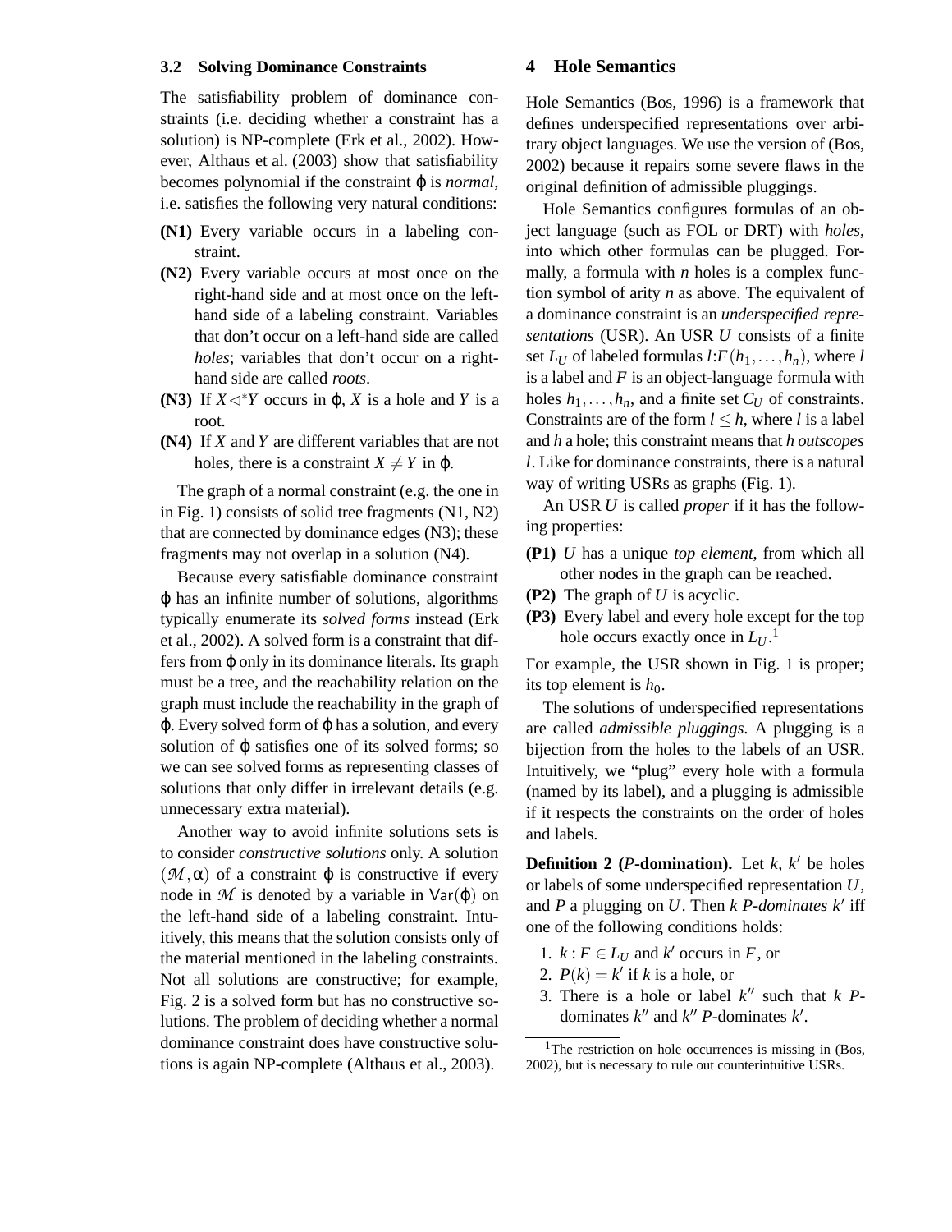### 3.2 Solving Dominance Constraints

The satisfiability problem of dominance constraints (i.e. deciding whether a constraint has a solution) is NP-complete (Erk et al., 2002). However, Althaus et al. (2003) show that satisfiability becomes polynomial if the constraint $\varphi$ is *normal*, i.e. satisfies the following very natural conditions:

- **(N1)** Every variable occurs in a labeling constraint.
- **(N2)** Every variable occurs at most once on the right-hand side and at most once on the left-hand side of a labeling constraint. Variables that don't occur on a left-hand side are called *holes*; variables that don't occur on a right-hand side are called *roots*.
- **(N3)** If $X \triangleleft^* Y$ occurs in $\varphi$, $X$ is a hole and $Y$ is a root.
- **(N4)** If $X$ and $Y$ are different variables that are not holes, there is a constraint $X \neq Y$ in $\varphi$.

The graph of a normal constraint (e.g. the one in in Fig. 1) consists of solid tree fragments (N1, N2) that are connected by dominance edges (N3); these fragments may not overlap in a solution (N4).

Because every satisfiable dominance constraint $\varphi$ has an infinite number of solutions, algorithms typically enumerate its *solved forms* instead (Erk et al., 2002). A solved form is a constraint that differs from $\varphi$ only in its dominance literals. Its graph must be a tree, and the reachability relation on the graph must include the reachability in the graph of $\varphi$. Every solved form of $\varphi$ has a solution, and every solution of $\varphi$ satisfies one of its solved forms; so we can see solved forms as representing classes of solutions that only differ in irrelevant details (e.g. unnecessary extra material).

Another way to avoid infinite solutions sets is to consider *constructive solutions* only. A solution $(\mathcal{M}, \alpha)$ of a constraint $\varphi$ is constructive if every node in $\mathcal{M}$ is denoted by a variable in $\mathsf{Var}(\varphi)$ on the left-hand side of a labeling constraint. Intuitively, this means that the solution consists only of the material mentioned in the labeling constraints. Not all solutions are constructive; for example, Fig. 2 is a solved form but has no constructive solutions. The problem of deciding whether a normal dominance constraint does have constructive solutions is again NP-complete (Althaus et al., 2003).

## 4 Hole Semantics

Hole Semantics (Bos, 1996) is a framework that defines underspecified representations over arbitrary object languages. We use the version of (Bos, 2002) because it repairs some severe flaws in the original definition of admissible pluggings.

Hole Semantics configures formulas of an object language (such as FOL or DRT) with *holes*, into which other formulas can be plugged. Formally, a formula with $n$ holes is a complex function symbol of arity $n$ as above. The equivalent of a dominance constraint is an *underspecified representations* (USR). An USR $U$ consists of a finite set $L_U$ of labeled formulas $l{:}F(h_1,\ldots,h_n)$, where $l$ is a label and $F$ is an object-language formula with holes $h_1,\ldots,h_n$, and a finite set $C_U$ of constraints. Constraints are of the form $l \leq h$, where $l$ is a label and $h$ a hole; this constraint means that $h$ *outscopes* $l$. Like for dominance constraints, there is a natural way of writing USRs as graphs (Fig. 1).

An USR $U$ is called *proper* if it has the following properties:

- **(P1)** $U$ has a unique *top element*, from which all other nodes in the graph can be reached.
- **(P2)** The graph of $U$ is acyclic.
- **(P3)** Every label and every hole except for the top hole occurs exactly once in $L_U$.[1]

For example, the USR shown in Fig. 1 is proper; its top element is $h_0$.

The solutions of underspecified representations are called *admissible pluggings*. A plugging is a bijection from the holes to the labels of an USR. Intuitively, we "plug" every hole with a formula (named by its label), and a plugging is admissible if it respects the constraints on the order of holes and labels.

**Definition 2 ($P$-domination).** Let $k$, $k'$ be holes or labels of some underspecified representation $U$, and $P$ a plugging on $U$. Then $k$ *$P$-dominates* $k'$ iff one of the following conditions holds:

1. $k : F \in L_U$ and $k'$ occurs in $F$, or
2. $P(k) = k'$ if $k$ is a hole, or
3. There is a hole or label $k''$ such that $k$ $P$-dominates $k''$ and $k''$ $P$-dominates $k'$.

[1] The restriction on hole occurrences is missing in (Bos, 2002), but is necessary to rule out counterintuitive USRs.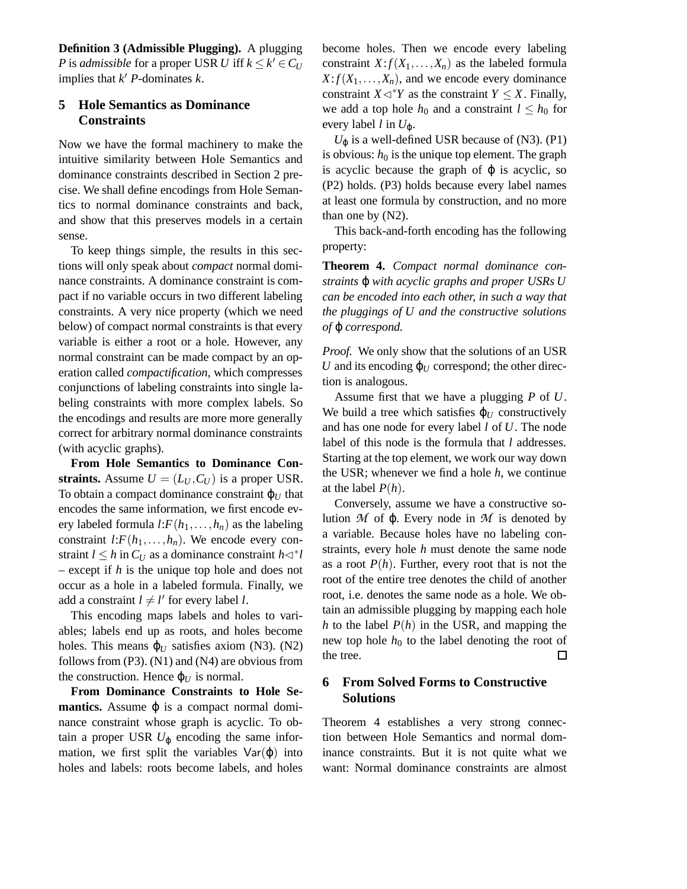**Definition 3 (Admissible Plugging).** A plugging $P$ is *admissible* for a proper USR $U$ iff $k \leq k' \in C_U$ implies that $k'$ $P$-dominates $k$.

## 5 Hole Semantics as Dominance Constraints

Now we have the formal machinery to make the intuitive similarity between Hole Semantics and dominance constraints described in Section 2 precise. We shall define encodings from Hole Semantics to normal dominance constraints and back, and show that this preserves models in a certain sense.

To keep things simple, the results in this sections will only speak about *compact* normal dominance constraints. A dominance constraint is compact if no variable occurs in two different labeling constraints. A very nice property (which we need below) of compact normal constraints is that every variable is either a root or a hole. However, any normal constraint can be made compact by an operation called *compactification*, which compresses conjunctions of labeling constraints into single labeling constraints with more complex labels. So the encodings and results are more more generally correct for arbitrary normal dominance constraints (with acyclic graphs).

**From Hole Semantics to Dominance Constraints.** Assume $U = (L_U, C_U)$ is a proper USR. To obtain a compact dominance constraint $\varphi_U$ that encodes the same information, we first encode every labeled formula $l{:}F(h_1, \ldots, h_n)$ as the labeling constraint $l{:}F(h_1, \ldots, h_n)$. We encode every constraint $l \leq h$ in $C_U$ as a dominance constraint $h \triangleleft^* l$ – except if $h$ is the unique top hole and does not occur as a hole in a labeled formula. Finally, we add a constraint $l \neq l'$ for every label $l$.

This encoding maps labels and holes to variables; labels end up as roots, and holes become holes. This means $\varphi_U$ satisfies axiom (N3). (N2) follows from (P3). (N1) and (N4) are obvious from the construction. Hence $\varphi_U$ is normal.

**From Dominance Constraints to Hole Semantics.** Assume $\varphi$ is a compact normal dominance constraint whose graph is acyclic. To obtain a proper USR $U_\varphi$ encoding the same information, we first split the variables $\mathsf{Var}(\varphi)$ into holes and labels: roots become labels, and holes become holes. Then we encode every labeling constraint $X{:}f(X_1, \ldots, X_n)$ as the labeled formula $X{:}f(X_1, \ldots, X_n)$, and we encode every dominance constraint $X \triangleleft^* Y$ as the constraint $Y \leq X$. Finally, we add a top hole $h_0$ and a constraint $l \leq h_0$ for every label $l$ in $U_\varphi$.

$U_\varphi$ is a well-defined USR because of (N3). (P1) is obvious: $h_0$ is the unique top element. The graph is acyclic because the graph of $\varphi$ is acyclic, so (P2) holds. (P3) holds because every label names at least one formula by construction, and no more than one by (N2).

This back-and-forth encoding has the following property:

**Theorem 4.** *Compact normal dominance constraints $\varphi$ with acyclic graphs and proper USRs $U$ can be encoded into each other, in such a way that the pluggings of $U$ and the constructive solutions of $\varphi$ correspond.*

*Proof.* We only show that the solutions of an USR $U$ and its encoding $\varphi_U$ correspond; the other direction is analogous.

Assume first that we have a plugging $P$ of $U$. We build a tree which satisfies $\varphi_U$ constructively and has one node for every label $l$ of $U$. The node label of this node is the formula that $l$ addresses. Starting at the top element, we work our way down the USR; whenever we find a hole $h$, we continue at the label $P(h)$.

Conversely, assume we have a constructive solution $\mathcal{M}$ of $\varphi$. Every node in $\mathcal{M}$ is denoted by a variable. Because holes have no labeling constraints, every hole $h$ must denote the same node as a root $P(h)$. Further, every root that is not the root of the entire tree denotes the child of another root, i.e. denotes the same node as a hole. We obtain an admissible plugging by mapping each hole $h$ to the label $P(h)$ in the USR, and mapping the new top hole $h_0$ to the label denoting the root of the tree. □

## 6 From Solved Forms to Constructive Solutions

Theorem 4 establishes a very strong connection between Hole Semantics and normal dominance constraints. But it is not quite what we want: Normal dominance constraints are almost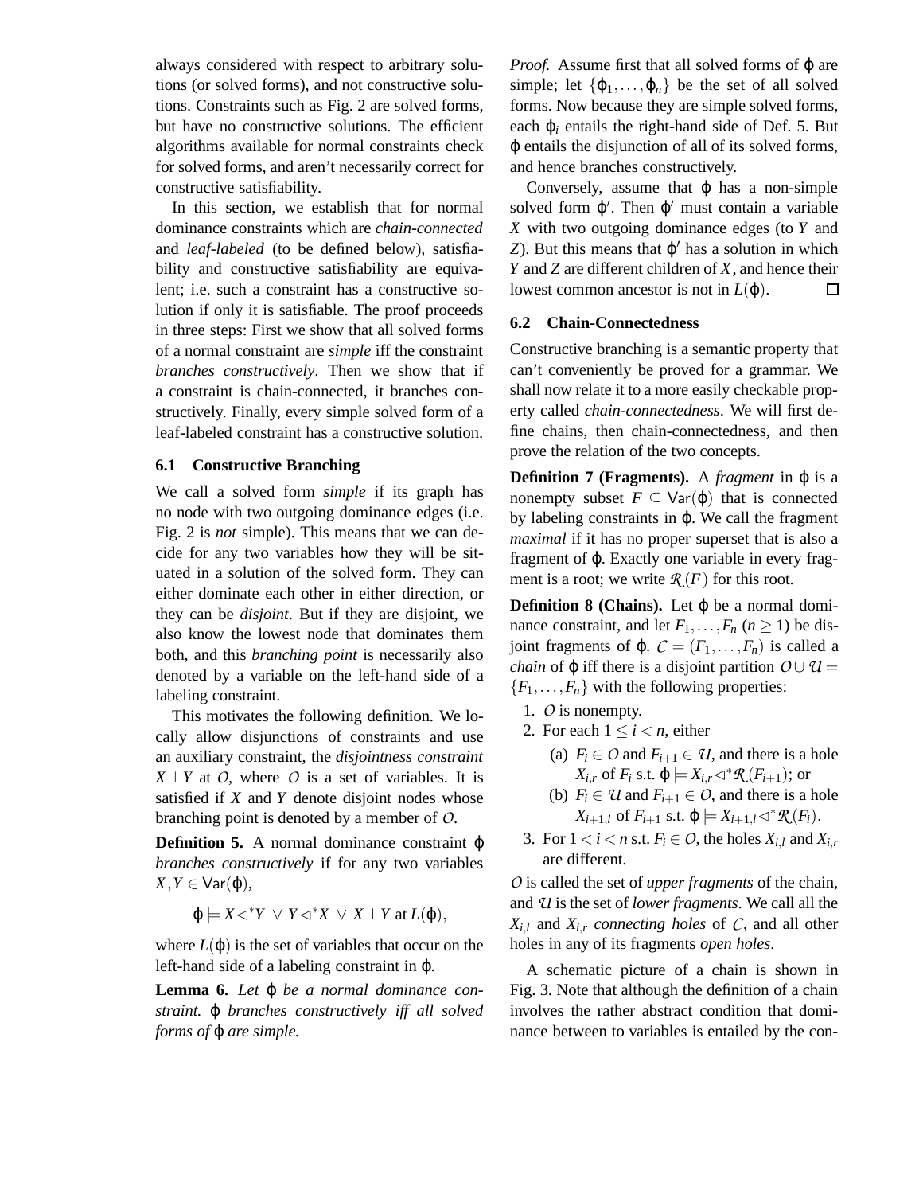always considered with respect to arbitrary solutions (or solved forms), and not constructive solutions. Constraints such as Fig. 2 are solved forms, but have no constructive solutions. The efficient algorithms available for normal constraints check for solved forms, and aren't necessarily correct for constructive satisfiability.

In this section, we establish that for normal dominance constraints which are *chain-connected* and *leaf-labeled* (to be defined below), satisfiability and constructive satisfiability are equivalent; i.e. such a constraint has a constructive solution if only it is satisfiable. The proof proceeds in three steps: First we show that all solved forms of a normal constraint are *simple* iff the constraint *branches constructively*. Then we show that if a constraint is chain-connected, it branches constructively. Finally, every simple solved form of a leaf-labeled constraint has a constructive solution.

### 6.1 Constructive Branching

We call a solved form *simple* if its graph has no node with two outgoing dominance edges (i.e. Fig. 2 is *not* simple). This means that we can decide for any two variables how they will be situated in a solution of the solved form. They can either dominate each other in either direction, or they can be *disjoint*. But if they are disjoint, we also know the lowest node that dominates them both, and this *branching point* is necessarily also denoted by a variable on the left-hand side of a labeling constraint.

This motivates the following definition. We locally allow disjunctions of constraints and use an auxiliary constraint, the *disjointness constraint* $X \perp Y$ at $O$, where $O$ is a set of variables. It is satisfied if $X$ and $Y$ denote disjoint nodes whose branching point is denoted by a member of $O$.

**Definition 5.** A normal dominance constraint $\varphi$ *branches constructively* if for any two variables $X, Y \in \mathsf{Var}(\varphi)$,

$$\varphi \models X \triangleleft^* Y \;\vee\; Y \triangleleft^* X \;\vee\; X \perp Y \text{ at } L(\varphi),$$

where $L(\varphi)$ is the set of variables that occur on the left-hand side of a labeling constraint in $\varphi$.

**Lemma 6.** *Let $\varphi$ be a normal dominance constraint. $\varphi$ branches constructively iff all solved forms of $\varphi$ are simple.*

*Proof.* Assume first that all solved forms of $\varphi$ are simple; let $\{\varphi_1, \ldots, \varphi_n\}$ be the set of all solved forms. Now because they are simple solved forms, each $\varphi_i$ entails the right-hand side of Def. 5. But $\varphi$ entails the disjunction of all of its solved forms, and hence branches constructively.

Conversely, assume that $\varphi$ has a non-simple solved form $\varphi'$. Then $\varphi'$ must contain a variable $X$ with two outgoing dominance edges (to $Y$ and $Z$). But this means that $\varphi'$ has a solution in which $Y$ and $Z$ are different children of $X$, and hence their lowest common ancestor is not in $L(\varphi)$. □

### 6.2 Chain-Connectedness

Constructive branching is a semantic property that can't conveniently be proved for a grammar. We shall now relate it to a more easily checkable property called *chain-connectedness*. We will first define chains, then chain-connectedness, and then prove the relation of the two concepts.

**Definition 7 (Fragments).** A *fragment* in $\varphi$ is a nonempty subset $F \subseteq \mathsf{Var}(\varphi)$ that is connected by labeling constraints in $\varphi$. We call the fragment *maximal* if it has no proper superset that is also a fragment of $\varphi$. Exactly one variable in every fragment is a root; we write $\mathcal{R}(F)$ for this root.

**Definition 8 (Chains).** Let $\varphi$ be a normal dominance constraint, and let $F_1, \ldots, F_n$ ($n \geq 1$) be disjoint fragments of $\varphi$. $\mathcal{C} = (F_1, \ldots, F_n)$ is called a *chain* of $\varphi$ iff there is a disjoint partition $\mathcal{O} \cup \mathcal{U} = \{F_1, \ldots, F_n\}$ with the following properties:

1. $\mathcal{O}$ is nonempty.
2. For each $1 \leq i < n$, either
   - (a) $F_i \in \mathcal{O}$ and $F_{i+1} \in \mathcal{U}$, and there is a hole $X_{i,r}$ of $F_i$ s.t. $\varphi \models X_{i,r} \triangleleft^* \mathcal{R}(F_{i+1})$; or
   - (b) $F_i \in \mathcal{U}$ and $F_{i+1} \in \mathcal{O}$, and there is a hole $X_{i+1,l}$ of $F_{i+1}$ s.t. $\varphi \models X_{i+1,l} \triangleleft^* \mathcal{R}(F_i)$.
3. For $1 < i < n$ s.t. $F_i \in \mathcal{O}$, the holes $X_{i,l}$ and $X_{i,r}$ are different.

$\mathcal{O}$ is called the set of *upper fragments* of the chain, and $\mathcal{U}$ is the set of *lower fragments*. We call all the $X_{i,l}$ and $X_{i,r}$ *connecting holes* of $\mathcal{C}$, and all other holes in any of its fragments *open holes*.

A schematic picture of a chain is shown in Fig. 3. Note that although the definition of a chain involves the rather abstract condition that dominance between to variables is entailed by the con-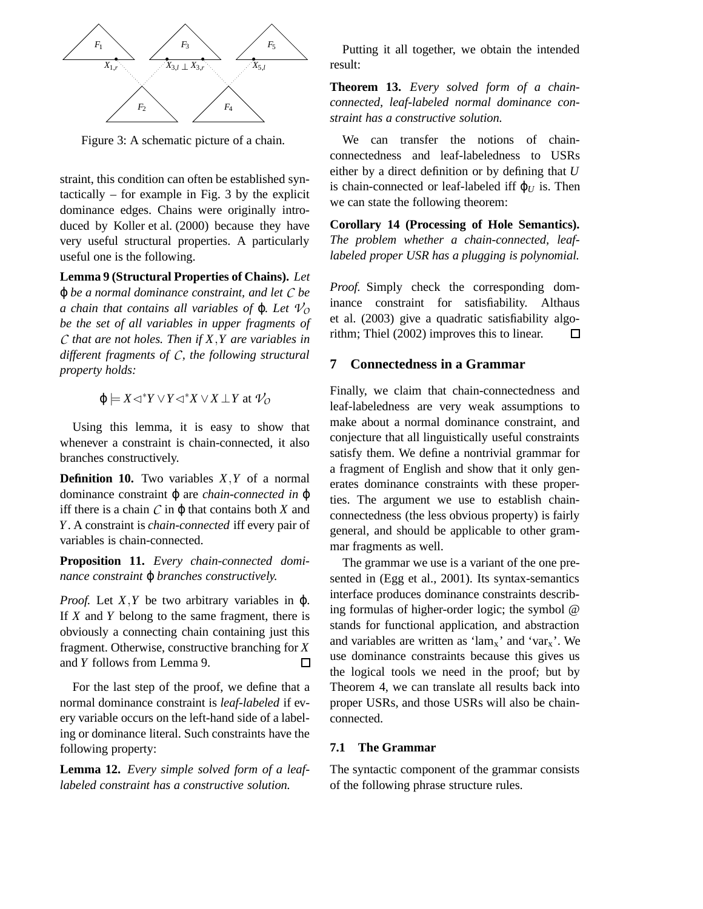Figure 3: A schematic picture of a chain.

straint, this condition can often be established syntactically – for example in Fig. 3 by the explicit dominance edges. Chains were originally introduced by Koller et al. (2000) because they have very useful structural properties. A particularly useful one is the following.

**Lemma 9 (Structural Properties of Chains).** *Let $\varphi$ be a normal dominance constraint, and let $\mathcal{C}$ be a chain that contains all variables of $\varphi$. Let $\mathcal{V}_O$ be the set of all variables in upper fragments of $\mathcal{C}$ that are not holes. Then if $X, Y$ are variables in different fragments of $\mathcal{C}$, the following structural property holds:*

$$\varphi \models X \triangleleft^* Y \vee Y \triangleleft^* X \vee X \perp Y \text{ at } \mathcal{V}_O$$

Using this lemma, it is easy to show that whenever a constraint is chain-connected, it also branches constructively.

**Definition 10.** Two variables $X, Y$ of a normal dominance constraint $\varphi$ are *chain-connected in* $\varphi$ iff there is a chain $\mathcal{C}$ in $\varphi$ that contains both $X$ and $Y$. A constraint is *chain-connected* iff every pair of variables is chain-connected.

**Proposition 11.** *Every chain-connected dominance constraint $\varphi$ branches constructively.*

*Proof.* Let $X, Y$ be two arbitrary variables in $\varphi$. If $X$ and $Y$ belong to the same fragment, there is obviously a connecting chain containing just this fragment. Otherwise, constructive branching for $X$ and $Y$ follows from Lemma 9. □

For the last step of the proof, we define that a normal dominance constraint is *leaf-labeled* if every variable occurs on the left-hand side of a labeling or dominance literal. Such constraints have the following property:

**Lemma 12.** *Every simple solved form of a leaf-labeled constraint has a constructive solution.*

Putting it all together, we obtain the intended result:

**Theorem 13.** *Every solved form of a chain-connected, leaf-labeled normal dominance constraint has a constructive solution.*

We can transfer the notions of chain-connectedness and leaf-labeledness to USRs either by a direct definition or by defining that $U$ is chain-connected or leaf-labeled iff $\varphi_U$ is. Then we can state the following theorem:

**Corollary 14 (Processing of Hole Semantics).** *The problem whether a chain-connected, leaf-labeled proper USR has a plugging is polynomial.*

*Proof.* Simply check the corresponding dominance constraint for satisfiability. Althaus et al. (2003) give a quadratic satisfiability algorithm; Thiel (2002) improves this to linear. □

## 7 Connectedness in a Grammar

Finally, we claim that chain-connectedness and leaf-labeledness are very weak assumptions to make about a normal dominance constraint, and conjecture that all linguistically useful constraints satisfy them. We define a nontrivial grammar for a fragment of English and show that it only generates dominance constraints with these properties. The argument we use to establish chain-connectedness (the less obvious property) is fairly general, and should be applicable to other grammar fragments as well.

The grammar we use is a variant of the one presented in (Egg et al., 2001). Its syntax-semantics interface produces dominance constraints describing formulas of higher-order logic; the symbol @ stands for functional application, and abstraction and variables are written as '$\text{lam}_x$' and '$\text{var}_x$'. We use dominance constraints because this gives us the logical tools we need in the proof; but by Theorem 4, we can translate all results back into proper USRs, and those USRs will also be chain-connected.

### 7.1 The Grammar

The syntactic component of the grammar consists of the following phrase structure rules.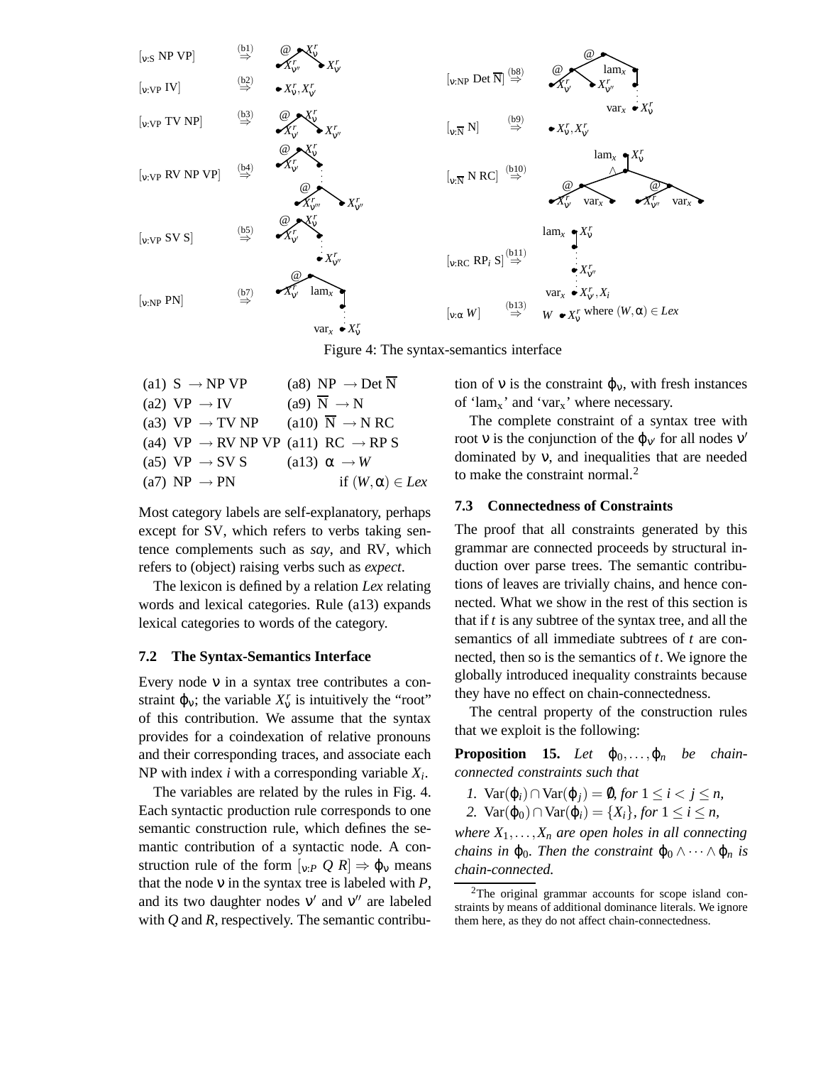Figure 4: The syntax-semantics interface

| | | | |
|---|---|---|---|
| (a1) S $\to$ NP VP | | (a8) NP $\to$ Det $\overline{\text{N}}$ | |
| (a2) VP $\to$ IV | | (a9) $\overline{\text{N}}$ $\to$ N | |
| (a3) VP $\to$ TV NP | | (a10) $\overline{\text{N}}$ $\to$ N RC | |
| (a4) VP $\to$ RV NP VP | | (a11) RC $\to$ RP S | |
| (a5) VP $\to$ SV S | | (a13) $\alpha \to W$ | |
| (a7) NP $\to$ PN | | | if $(W, \alpha) \in Lex$ |

Most category labels are self-explanatory, perhaps except for SV, which refers to verbs taking sentence complements such as *say*, and RV, which refers to (object) raising verbs such as *expect*.

The lexicon is defined by a relation *Lex* relating words and lexical categories. Rule (a13) expands lexical categories to words of the category.

### 7.2 The Syntax-Semantics Interface

Every node $\nu$ in a syntax tree contributes a constraint $\varphi_\nu$; the variable $X^r_\nu$ is intuitively the "root" of this contribution. We assume that the syntax provides for a coindexation of relative pronouns and their corresponding traces, and associate each NP with index $i$ with a corresponding variable $X_i$.

The variables are related by the rules in Fig. 4. Each syntactic production rule corresponds to one semantic construction rule, which defines the semantic contribution of a syntactic node. A construction rule of the form $[_{\nu:P}\ Q\ R] \Rightarrow \varphi_\nu$ means that the node $\nu$ in the syntax tree is labeled with $P$, and its two daughter nodes $\nu'$ and $\nu''$ are labeled with $Q$ and $R$, respectively. The semantic contribution of $\nu$ is the constraint $\varphi_\nu$, with fresh instances of 'lam$_x$' and 'var$_x$' where necessary.

The complete constraint of a syntax tree with root $\nu$ is the conjunction of the $\varphi_{\nu'}$ for all nodes $\nu'$ dominated by $\nu$, and inequalities that are needed to make the constraint normal.[2]

### 7.3 Connectedness of Constraints

The proof that all constraints generated by this grammar are connected proceeds by structural induction over parse trees. The semantic contributions of leaves are trivially chains, and hence connected. What we show in the rest of this section is that if $t$ is any subtree of the syntax tree, and all the semantics of all immediate subtrees of $t$ are connected, then so is the semantics of $t$. We ignore the globally introduced inequality constraints because they have no effect on chain-connectedness.

The central property of the construction rules that we exploit is the following:

**Proposition 15.** *Let $\varphi_0, \ldots, \varphi_n$ be chain-connected constraints such that*

1. $\mathrm{Var}(\varphi_i) \cap \mathrm{Var}(\varphi_j) = \emptyset$*, for* $1 \le i < j \le n$*,*
2. $\mathrm{Var}(\varphi_0) \cap \mathrm{Var}(\varphi_i) = \{X_i\}$*, for* $1 \le i \le n$*,*

*where $X_1, \ldots, X_n$ are open holes in all connecting chains in $\varphi_0$. Then the constraint $\varphi_0 \wedge \cdots \wedge \varphi_n$ is chain-connected.*

[2] The original grammar accounts for scope island constraints by means of additional dominance literals. We ignore them here, as they do not affect chain-connectedness.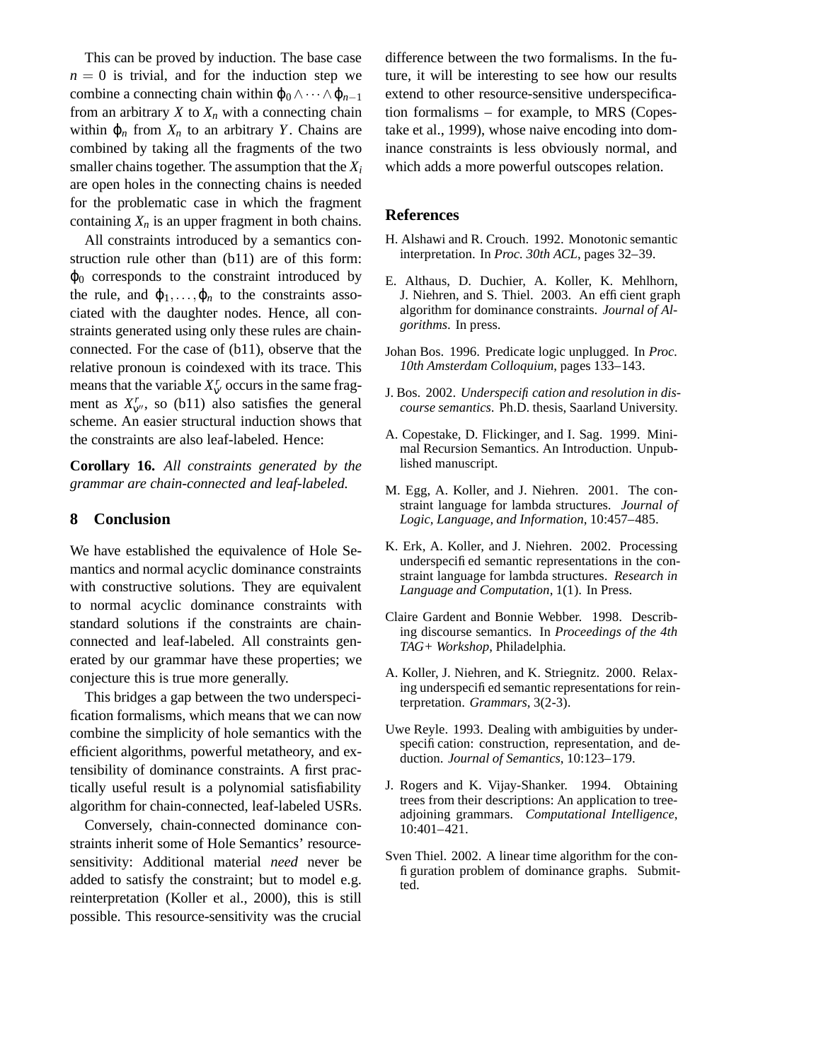This can be proved by induction. The base case $n = 0$ is trivial, and for the induction step we combine a connecting chain within $\varphi_0 \wedge \cdots \wedge \varphi_{n-1}$ from an arbitrary $X$ to $X_n$ with a connecting chain within $\varphi_n$ from $X_n$ to an arbitrary $Y$. Chains are combined by taking all the fragments of the two smaller chains together. The assumption that the $X_i$ are open holes in the connecting chains is needed for the problematic case in which the fragment containing $X_n$ is an upper fragment in both chains.

All constraints introduced by a semantics construction rule other than (b11) are of this form: $\varphi_0$ corresponds to the constraint introduced by the rule, and $\varphi_1, \ldots, \varphi_n$ to the constraints associated with the daughter nodes. Hence, all constraints generated using only these rules are chain-connected. For the case of (b11), observe that the relative pronoun is coindexed with its trace. This means that the variable $X^r_{\nu'}$ occurs in the same fragment as $X^r_{\nu''}$, so (b11) also satisfies the general scheme. An easier structural induction shows that the constraints are also leaf-labeled. Hence:

**Corollary 16.** *All constraints generated by the grammar are chain-connected and leaf-labeled.*

## 8 Conclusion

We have established the equivalence of Hole Semantics and normal acyclic dominance constraints with constructive solutions. They are equivalent to normal acyclic dominance constraints with standard solutions if the constraints are chain-connected and leaf-labeled. All constraints generated by our grammar have these properties; we conjecture this is true more generally.

This bridges a gap between the two underspecification formalisms, which means that we can now combine the simplicity of hole semantics with the efficient algorithms, powerful metatheory, and extensibility of dominance constraints. A first practically useful result is a polynomial satisfiability algorithm for chain-connected, leaf-labeled USRs.

Conversely, chain-connected dominance constraints inherit some of Hole Semantics' resource-sensitivity: Additional material *need* never be added to satisfy the constraint; but to model e.g. reinterpretation (Koller et al., 2000), this is still possible. This resource-sensitivity was the crucial difference between the two formalisms. In the future, it will be interesting to see how our results extend to other resource-sensitive underspecification formalisms – for example, to MRS (Copestake et al., 1999), whose naive encoding into dominance constraints is less obviously normal, and which adds a more powerful outscopes relation.

## References

H. Alshawi and R. Crouch. 1992. Monotonic semantic interpretation. In *Proc. 30th ACL*, pages 32–39.

E. Althaus, D. Duchier, A. Koller, K. Mehlhorn, J. Niehren, and S. Thiel. 2003. An efficient graph algorithm for dominance constraints. *Journal of Algorithms*. In press.

Johan Bos. 1996. Predicate logic unplugged. In *Proc. 10th Amsterdam Colloquium*, pages 133–143.

J. Bos. 2002. *Underspecification and resolution in discourse semantics*. Ph.D. thesis, Saarland University.

A. Copestake, D. Flickinger, and I. Sag. 1999. Minimal Recursion Semantics. An Introduction. Unpublished manuscript.

M. Egg, A. Koller, and J. Niehren. 2001. The constraint language for lambda structures. *Journal of Logic, Language, and Information*, 10:457–485.

K. Erk, A. Koller, and J. Niehren. 2002. Processing underspecified semantic representations in the constraint language for lambda structures. *Research in Language and Computation*, 1(1). In Press.

Claire Gardent and Bonnie Webber. 1998. Describing discourse semantics. In *Proceedings of the 4th TAG+ Workshop*, Philadelphia.

A. Koller, J. Niehren, and K. Striegnitz. 2000. Relaxing underspecified semantic representations for reinterpretation. *Grammars*, 3(2-3).

Uwe Reyle. 1993. Dealing with ambiguities by underspecification: construction, representation, and deduction. *Journal of Semantics*, 10:123–179.

J. Rogers and K. Vijay-Shanker. 1994. Obtaining trees from their descriptions: An application to tree-adjoining grammars. *Computational Intelligence*, 10:401–421.

Sven Thiel. 2002. A linear time algorithm for the configuration problem of dominance graphs. Submitted.